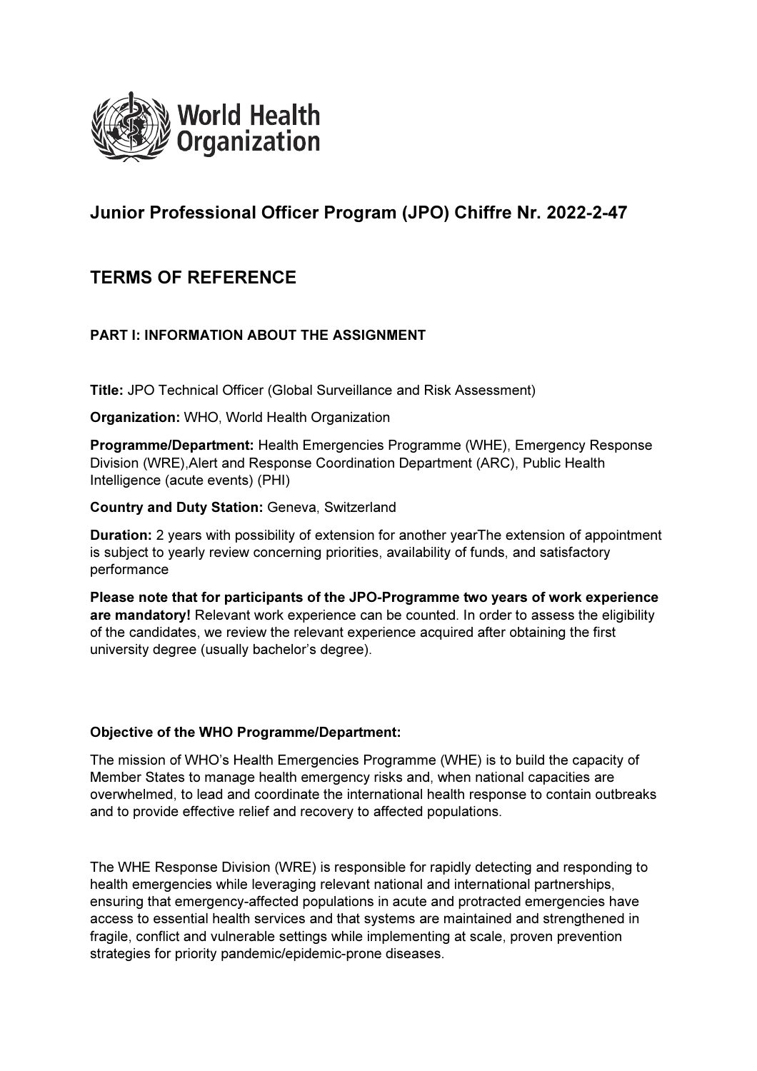World Health Organization

## Junior Professional Officer Program (JPO) Chiffre Nr. 2022-2-47

## TERMS OF REFERENCE

### PART I: INFORMATION ABOUT THE ASSIGNMENT

**Title:** JPO Technical Officer (Global Surveillance and Risk Assessment)

**Organization:** WHO, World Health Organization

**Programme/Department:** Health Emergencies Programme (WHE), Emergency Response Division (WRE),Alert and Response Coordination Department (ARC), Public Health Intelligence (acute events) (PHI)

**Country and Duty Station:** Geneva, Switzerland

**Duration:** 2 years with possibility of extension for another yearThe extension of appointment is subject to yearly review concerning priorities, availability of funds, and satisfactory performance

**Please note that for participants of the JPO-Programme two years of work experience are mandatory!** Relevant work experience can be counted. In order to assess the eligibility of the candidates, we review the relevant experience acquired after obtaining the first university degree (usually bachelor's degree).

**Objective of the WHO Programme/Department:**

The mission of WHO's Health Emergencies Programme (WHE) is to build the capacity of Member States to manage health emergency risks and, when national capacities are overwhelmed, to lead and coordinate the international health response to contain outbreaks and to provide effective relief and recovery to affected populations.

The WHE Response Division (WRE) is responsible for rapidly detecting and responding to health emergencies while leveraging relevant national and international partnerships, ensuring that emergency-affected populations in acute and protracted emergencies have access to essential health services and that systems are maintained and strengthened in fragile, conflict and vulnerable settings while implementing at scale, proven prevention strategies for priority pandemic/epidemic-prone diseases.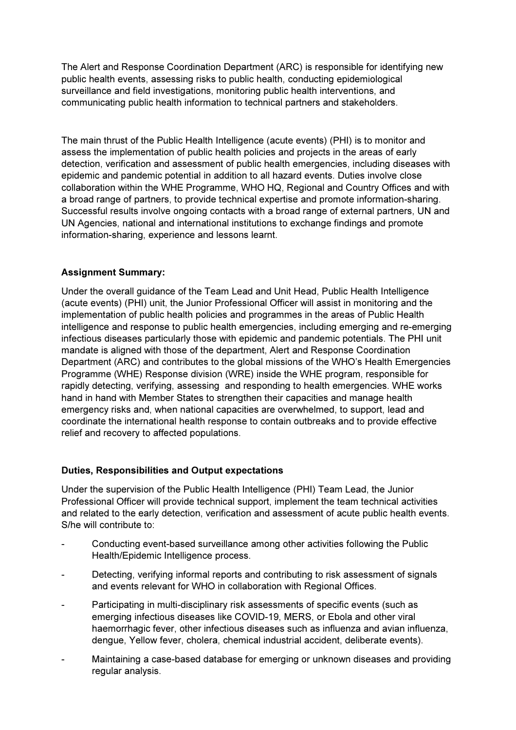The Alert and Response Coordination Department (ARC) is responsible for identifying new public health events, assessing risks to public health, conducting epidemiological surveillance and field investigations, monitoring public health interventions, and communicating public health information to technical partners and stakeholders.

The main thrust of the Public Health Intelligence (acute events) (PHI) is to monitor and assess the implementation of public health policies and projects in the areas of early detection, verification and assessment of public health emergencies, including diseases with epidemic and pandemic potential in addition to all hazard events. Duties involve close collaboration within the WHE Programme, WHO HQ, Regional and Country Offices and with a broad range of partners, to provide technical expertise and promote information-sharing. Successful results involve ongoing contacts with a broad range of external partners, UN and UN Agencies, national and international institutions to exchange findings and promote information-sharing, experience and lessons learnt.

**Assignment Summary:**

Under the overall guidance of the Team Lead and Unit Head, Public Health Intelligence (acute events) (PHI) unit, the Junior Professional Officer will assist in monitoring and the implementation of public health policies and programmes in the areas of Public Health intelligence and response to public health emergencies, including emerging and re-emerging infectious diseases particularly those with epidemic and pandemic potentials. The PHI unit mandate is aligned with those of the department, Alert and Response Coordination Department (ARC) and contributes to the global missions of the WHO's Health Emergencies Programme (WHE) Response division (WRE) inside the WHE program, responsible for rapidly detecting, verifying, assessing and responding to health emergencies. WHE works hand in hand with Member States to strengthen their capacities and manage health emergency risks and, when national capacities are overwhelmed, to support, lead and coordinate the international health response to contain outbreaks and to provide effective relief and recovery to affected populations.

**Duties, Responsibilities and Output expectations**

Under the supervision of the Public Health Intelligence (PHI) Team Lead, the Junior Professional Officer will provide technical support, implement the team technical activities and related to the early detection, verification and assessment of acute public health events. S/he will contribute to:

- Conducting event-based surveillance among other activities following the Public Health/Epidemic Intelligence process.
- Detecting, verifying informal reports and contributing to risk assessment of signals and events relevant for WHO in collaboration with Regional Offices.
- Participating in multi-disciplinary risk assessments of specific events (such as emerging infectious diseases like COVID-19, MERS, or Ebola and other viral haemorrhagic fever, other infectious diseases such as influenza and avian influenza, dengue, Yellow fever, cholera, chemical industrial accident, deliberate events).
- Maintaining a case-based database for emerging or unknown diseases and providing regular analysis.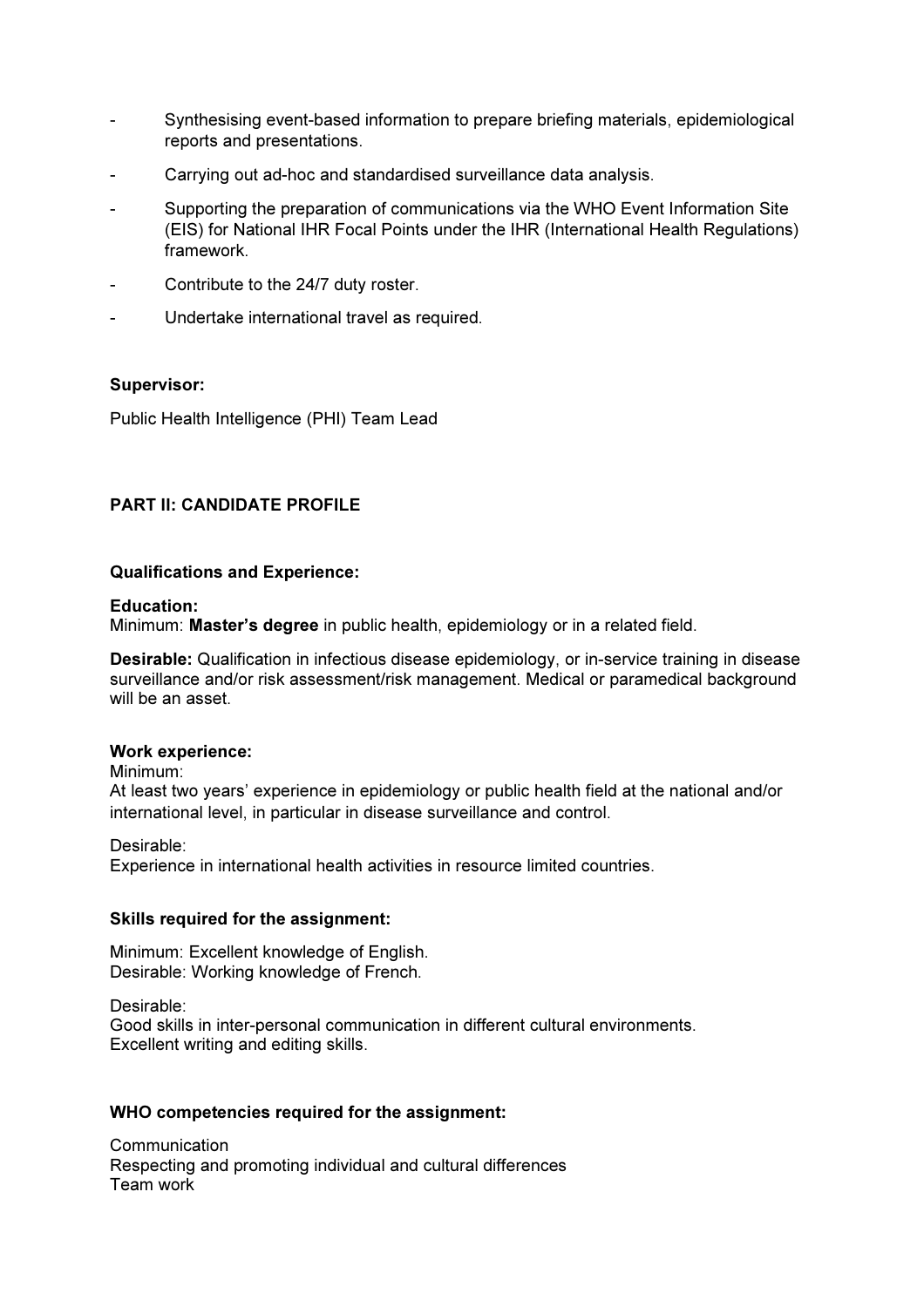- Synthesising event-based information to prepare briefing materials, epidemiological reports and presentations.
- Carrying out ad-hoc and standardised surveillance data analysis.
- Supporting the preparation of communications via the WHO Event Information Site (EIS) for National IHR Focal Points under the IHR (International Health Regulations) framework.
- Contribute to the 24/7 duty roster.
- Undertake international travel as required.

**Supervisor:**

Public Health Intelligence (PHI) Team Lead

**PART II: CANDIDATE PROFILE**

**Qualifications and Experience:**

**Education:**
Minimum: **Master's degree** in public health, epidemiology or in a related field.

**Desirable:** Qualification in infectious disease epidemiology, or in-service training in disease surveillance and/or risk assessment/risk management. Medical or paramedical background will be an asset.

**Work experience:**
Minimum:
At least two years' experience in epidemiology or public health field at the national and/or international level, in particular in disease surveillance and control.

Desirable:
Experience in international health activities in resource limited countries.

**Skills required for the assignment:**

Minimum: Excellent knowledge of English.
Desirable: Working knowledge of French.

Desirable:
Good skills in inter-personal communication in different cultural environments.
Excellent writing and editing skills.

**WHO competencies required for the assignment:**

Communication
Respecting and promoting individual and cultural differences
Team work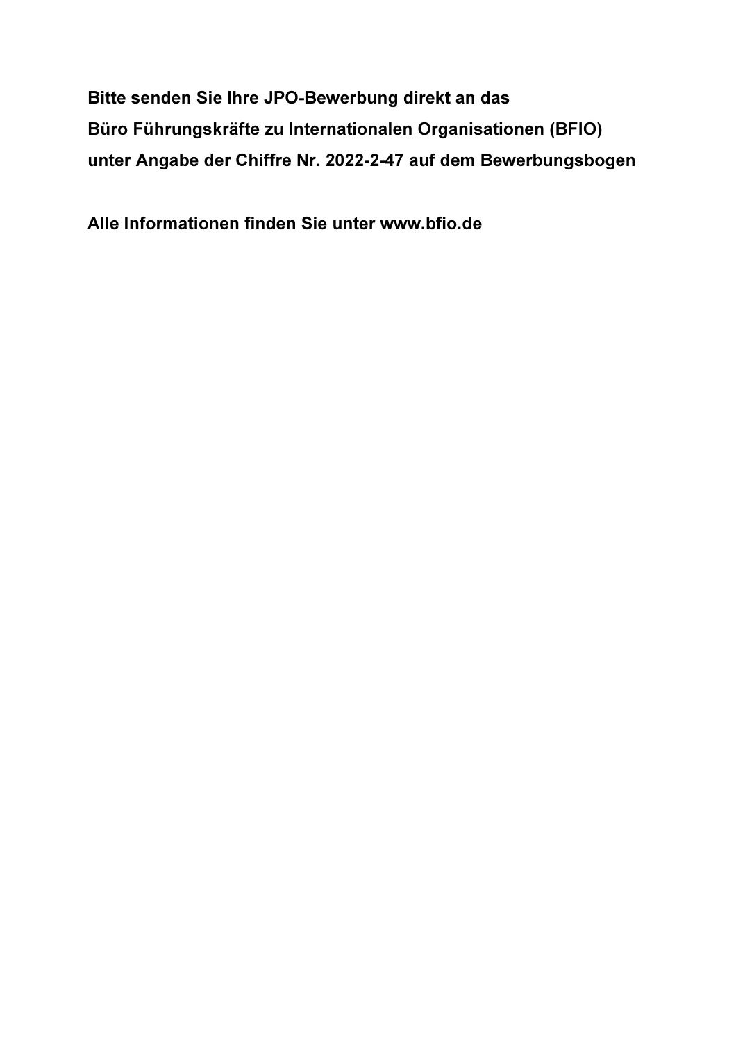**Bitte senden Sie Ihre JPO-Bewerbung direkt an das**
**Büro Führungskräfte zu Internationalen Organisationen (BFIO)**
**unter Angabe der Chiffre Nr. 2022-2-47 auf dem Bewerbungsbogen**

**Alle Informationen finden Sie unter www.bfio.de**